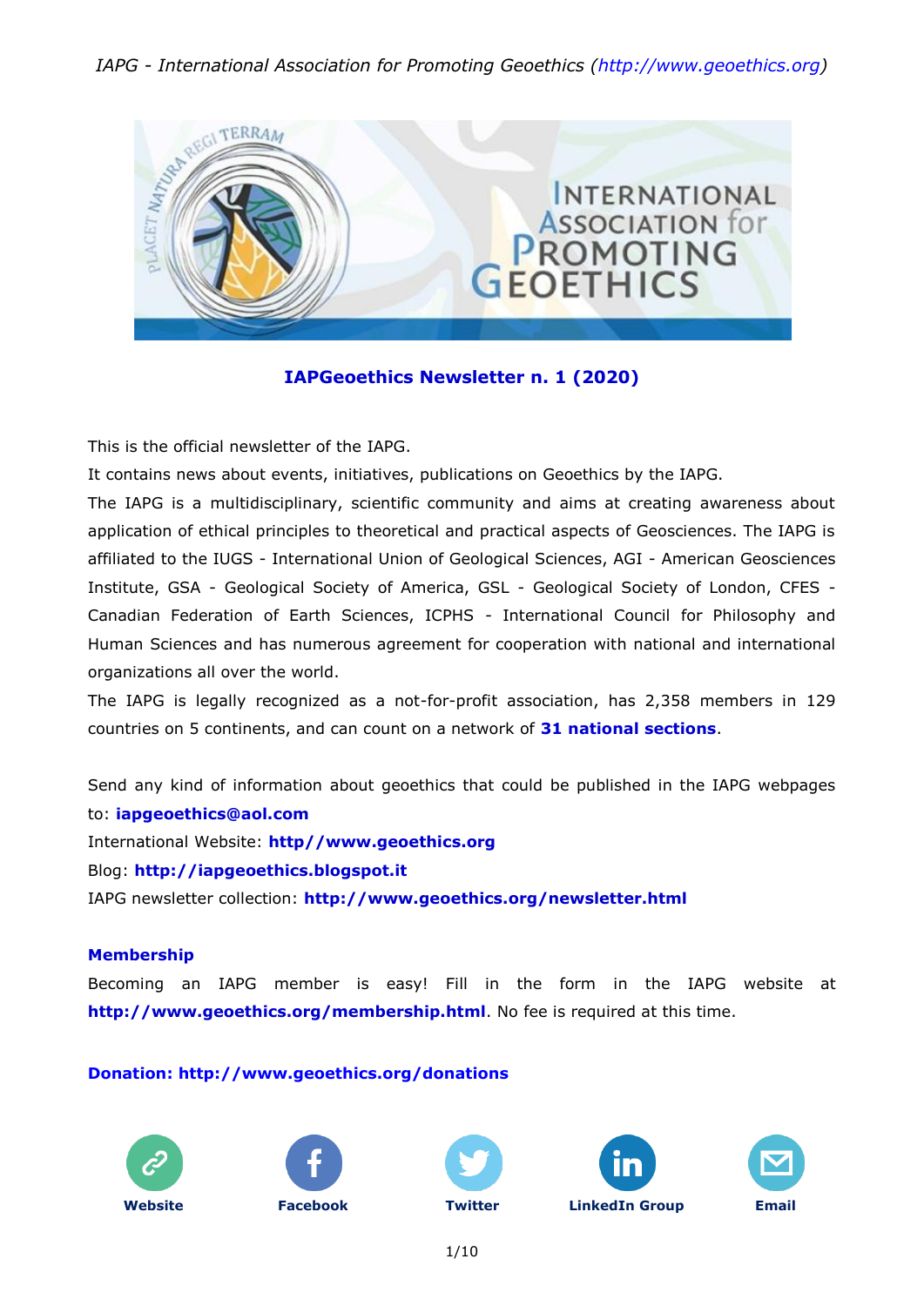*IAPG - International Association for Promoting Geoethics (http://www.geoethics.org)*

## IAPGeoethics Newsletter n. 1 (2020)

This is the official newsletter of the IAPG.

It contains news about events, initiatives, publications on Geoethics by the IAPG.

The IAPG is a multidisciplinary, scientific community and aims at creating awareness about application of ethical principles to theoretical and practical aspects of Geosciences. The IAPG is affiliated to the IUGS - International Union of Geological Sciences, AGI - American Geosciences Institute, GSA - Geological Society of America, GSL - Geological Society of London, CFES - Canadian Federation of Earth Sciences, ICPHS - International Council for Philosophy and Human Sciences and has numerous agreement for cooperation with national and international organizations all over the world.

The IAPG is legally recognized as a not-for-profit association, has 2,358 members in 129 countries on 5 continents, and can count on a network of **31 national sections**.

Send any kind of information about geoethics that could be published in the IAPG webpages to: **iapgeoethics@aol.com**

International Website: **http//www.geoethics.org**

Blog: **http://iapgeoethics.blogspot.it**

IAPG newsletter collection: **http://www.geoethics.org/newsletter.html**

### Membership

Becoming an IAPG member is easy! Fill in the form in the IAPG website at **http://www.geoethics.org/membership.html**. No fee is required at this time.

**Donation: http://www.geoethics.org/donations**

**Website** **Facebook** **Twitter** **LinkedIn Group** **Email**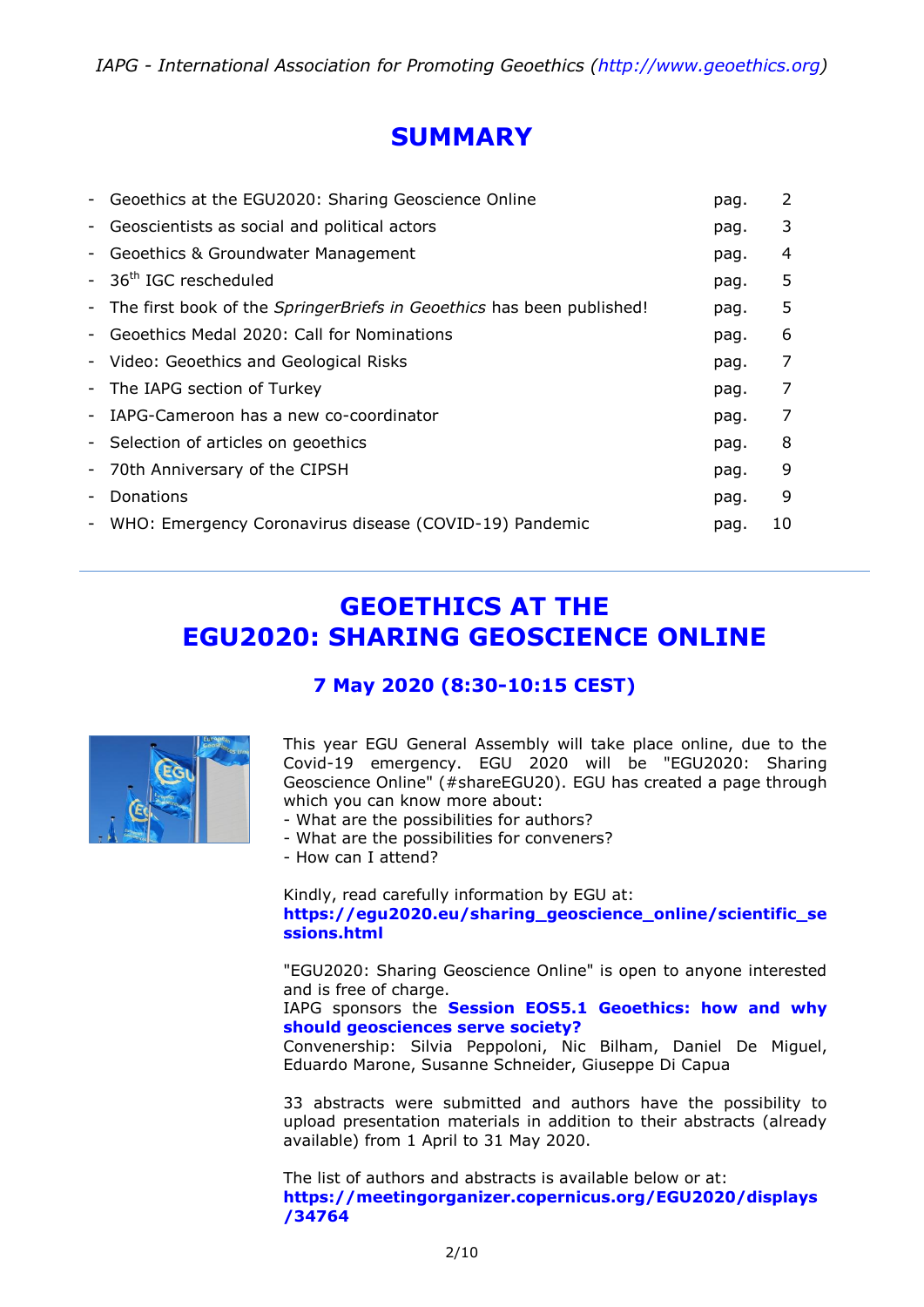# SUMMARY

| | | |
|---|---|---|
| - Geoethics at the EGU2020: Sharing Geoscience Online | pag. | 2 |
| - Geoscientists as social and political actors | pag. | 3 |
| - Geoethics & Groundwater Management | pag. | 4 |
| - 36th IGC rescheduled | pag. | 5 |
| - The first book of the *SpringerBriefs in Geoethics* has been published! | pag. | 5 |
| - Geoethics Medal 2020: Call for Nominations | pag. | 6 |
| - Video: Geoethics and Geological Risks | pag. | 7 |
| - The IAPG section of Turkey | pag. | 7 |
| - IAPG-Cameroon has a new co-coordinator | pag. | 7 |
| - Selection of articles on geoethics | pag. | 8 |
| - 70th Anniversary of the CIPSH | pag. | 9 |
| - Donations | pag. | 9 |
| - WHO: Emergency Coronavirus disease (COVID-19) Pandemic | pag. | 10 |

---

# GEOETHICS AT THE EGU2020: SHARING GEOSCIENCE ONLINE

### 7 May 2020 (8:30-10:15 CEST)

This year EGU General Assembly will take place online, due to the Covid-19 emergency. EGU 2020 will be "EGU2020: Sharing Geoscience Online" (#shareEGU20). EGU has created a page through which you can know more about:
- What are the possibilities for authors?
- What are the possibilities for conveners?
- How can I attend?

Kindly, read carefully information by EGU at:
**https://egu2020.eu/sharing_geoscience_online/scientific_sessions.html**

"EGU2020: Sharing Geoscience Online" is open to anyone interested and is free of charge.
IAPG sponsors the **Session EOS5.1 Geoethics: how and why should geosciences serve society?**
Convenership: Silvia Peppoloni, Nic Bilham, Daniel De Miguel, Eduardo Marone, Susanne Schneider, Giuseppe Di Capua

33 abstracts were submitted and authors have the possibility to upload presentation materials in addition to their abstracts (already available) from 1 April to 31 May 2020.

The list of authors and abstracts is available below or at:
**https://meetingorganizer.copernicus.org/EGU2020/displays/34764**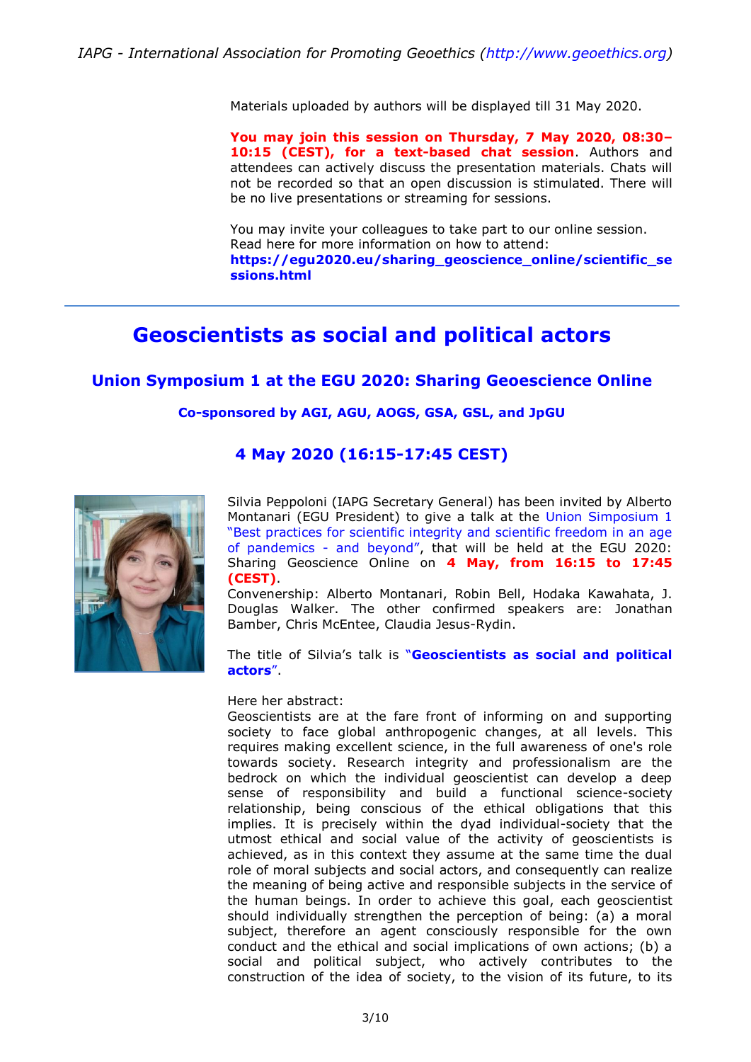Materials uploaded by authors will be displayed till 31 May 2020.

**You may join this session on Thursday, 7 May 2020, 08:30–10:15 (CEST), for a text-based chat session**. Authors and attendees can actively discuss the presentation materials. Chats will not be recorded so that an open discussion is stimulated. There will be no live presentations or streaming for sessions.

You may invite your colleagues to take part to our online session.
Read here for more information on how to attend:
**https://egu2020.eu/sharing_geoscience_online/scientific_sessions.html**

---

# Geoscientists as social and political actors

## Union Symposium 1 at the EGU 2020: Sharing Geoscience Online

### Co-sponsored by AGI, AGU, AOGS, GSA, GSL, and JpGU

## 4 May 2020 (16:15-17:45 CEST)

Silvia Peppoloni (IAPG Secretary General) has been invited by Alberto Montanari (EGU President) to give a talk at the Union Simposium 1 "Best practices for scientific integrity and scientific freedom in an age of pandemics - and beyond", that will be held at the EGU 2020: Sharing Geoscience Online on **4 May, from 16:15 to 17:45 (CEST)**.
Convenership: Alberto Montanari, Robin Bell, Hodaka Kawahata, J. Douglas Walker. The other confirmed speakers are: Jonathan Bamber, Chris McEntee, Claudia Jesus-Rydin.

The title of Silvia's talk is "**Geoscientists as social and political actors**".

Here her abstract:
Geoscientists are at the fare front of informing on and supporting society to face global anthropogenic changes, at all levels. This requires making excellent science, in the full awareness of one's role towards society. Research integrity and professionalism are the bedrock on which the individual geoscientist can develop a deep sense of responsibility and build a functional science-society relationship, being conscious of the ethical obligations that this implies. It is precisely within the dyad individual-society that the utmost ethical and social value of the activity of geoscientists is achieved, as in this context they assume at the same time the dual role of moral subjects and social actors, and consequently can realize the meaning of being active and responsible subjects in the service of the human beings. In order to achieve this goal, each geoscientist should individually strengthen the perception of being: (a) a moral subject, therefore an agent consciously responsible for the own conduct and the ethical and social implications of own actions; (b) a social and political subject, who actively contributes to the construction of the idea of society, to the vision of its future, to its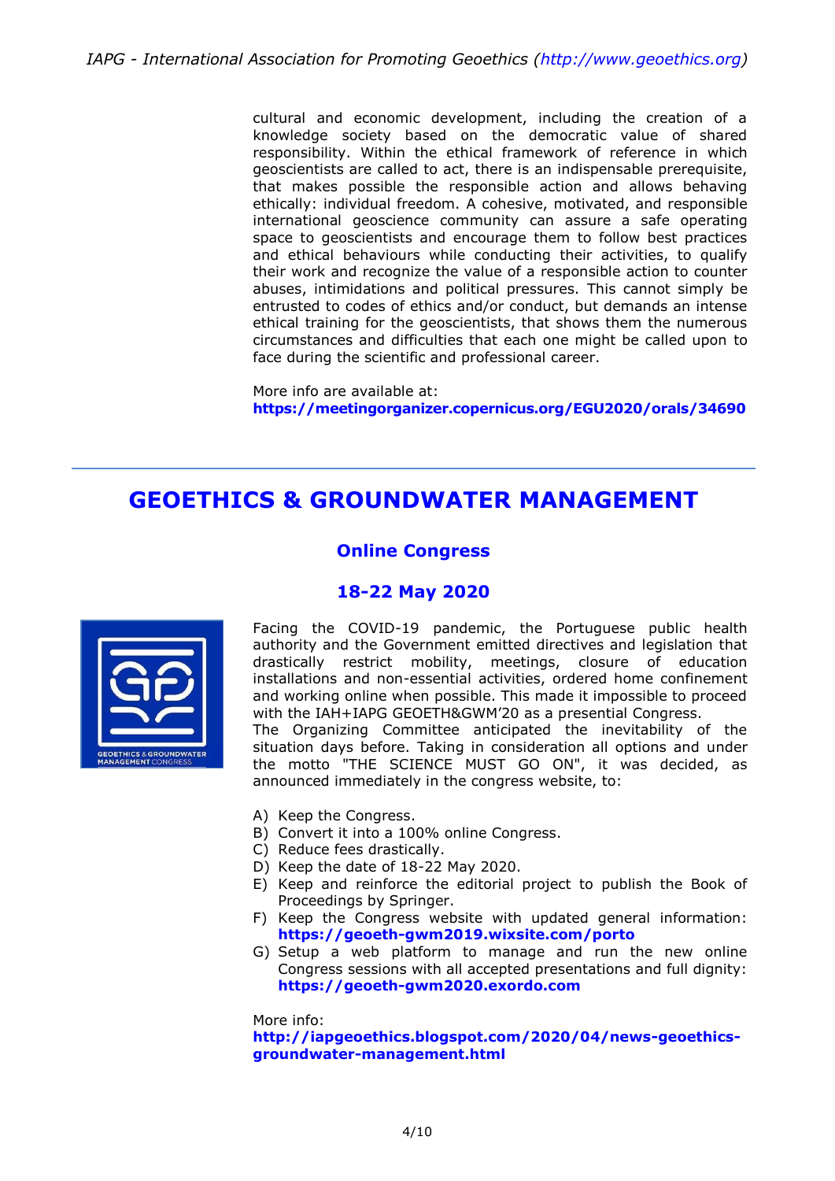cultural and economic development, including the creation of a knowledge society based on the democratic value of shared responsibility. Within the ethical framework of reference in which geoscientists are called to act, there is an indispensable prerequisite, that makes possible the responsible action and allows behaving ethically: individual freedom. A cohesive, motivated, and responsible international geoscience community can assure a safe operating space to geoscientists and encourage them to follow best practices and ethical behaviours while conducting their activities, to qualify their work and recognize the value of a responsible action to counter abuses, intimidations and political pressures. This cannot simply be entrusted to codes of ethics and/or conduct, but demands an intense ethical training for the geoscientists, that shows them the numerous circumstances and difficulties that each one might be called upon to face during the scientific and professional career.

More info are available at:
**https://meetingorganizer.copernicus.org/EGU2020/orals/34690**

---

# GEOETHICS & GROUNDWATER MANAGEMENT

## Online Congress

## 18-22 May 2020

Facing the COVID-19 pandemic, the Portuguese public health authority and the Government emitted directives and legislation that drastically restrict mobility, meetings, closure of education installations and non-essential activities, ordered home confinement and working online when possible. This made it impossible to proceed with the IAH+IAPG GEOETH&GWM'20 as a presential Congress.
The Organizing Committee anticipated the inevitability of the situation days before. Taking in consideration all options and under the motto "THE SCIENCE MUST GO ON", it was decided, as announced immediately in the congress website, to:

A) Keep the Congress.
B) Convert it into a 100% online Congress.
C) Reduce fees drastically.
D) Keep the date of 18-22 May 2020.
E) Keep and reinforce the editorial project to publish the Book of Proceedings by Springer.
F) Keep the Congress website with updated general information: **https://geoeth-gwm2019.wixsite.com/porto**
G) Setup a web platform to manage and run the new online Congress sessions with all accepted presentations and full dignity: **https://geoeth-gwm2020.exordo.com**

More info:
**http://iapgeoethics.blogspot.com/2020/04/news-geoethics-groundwater-management.html**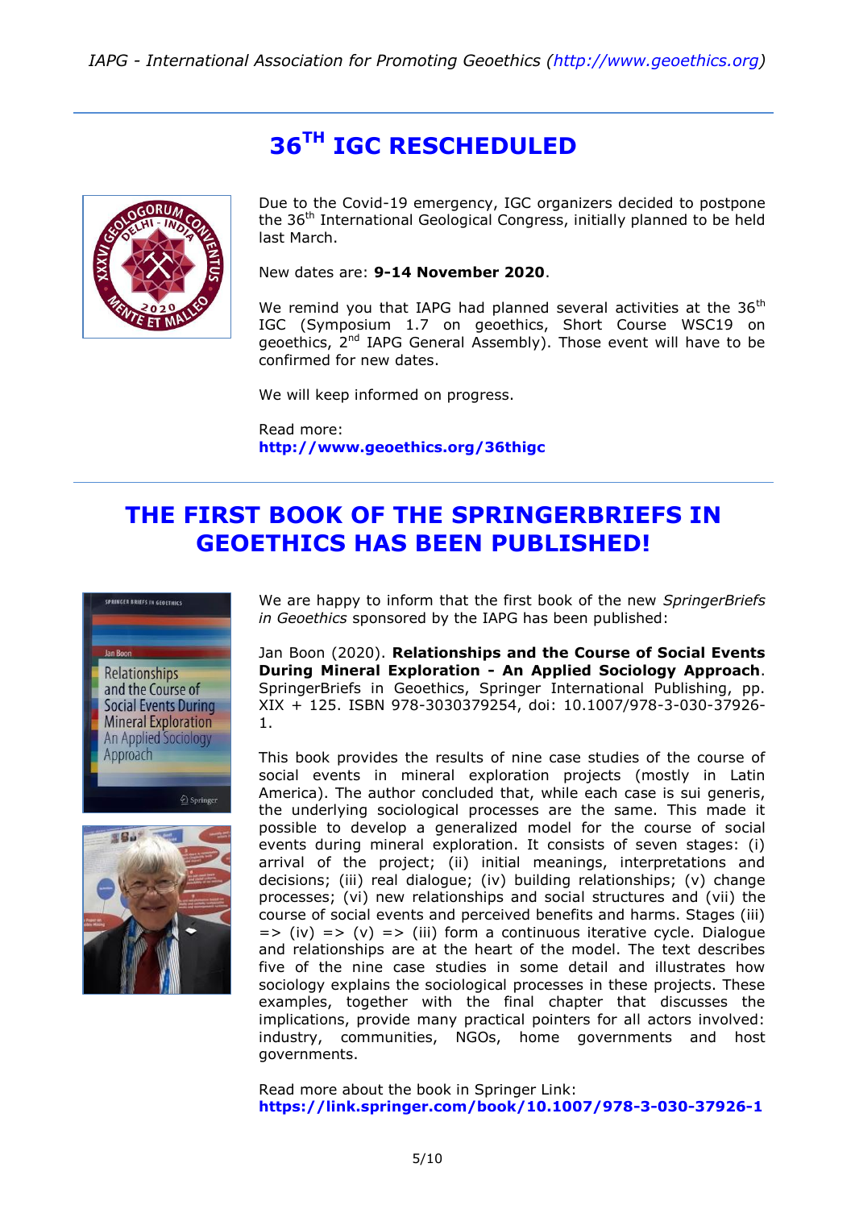# 36TH IGC RESCHEDULED

Due to the Covid-19 emergency, IGC organizers decided to postpone the 36th International Geological Congress, initially planned to be held last March.

New dates are: **9-14 November 2020**.

We remind you that IAPG had planned several activities at the 36th IGC (Symposium 1.7 on geoethics, Short Course WSC19 on geoethics, 2nd IAPG General Assembly). Those event will have to be confirmed for new dates.

We will keep informed on progress.

Read more:
**http://www.geoethics.org/36thigc**

# THE FIRST BOOK OF THE SPRINGERBRIEFS IN GEOETHICS HAS BEEN PUBLISHED!

We are happy to inform that the first book of the new *SpringerBriefs in Geoethics* sponsored by the IAPG has been published:

Jan Boon (2020). **Relationships and the Course of Social Events During Mineral Exploration - An Applied Sociology Approach**. SpringerBriefs in Geoethics, Springer International Publishing, pp. XIX + 125. ISBN 978-3030379254, doi: 10.1007/978-3-030-37926-1.

This book provides the results of nine case studies of the course of social events in mineral exploration projects (mostly in Latin America). The author concluded that, while each case is sui generis, the underlying sociological processes are the same. This made it possible to develop a generalized model for the course of social events during mineral exploration. It consists of seven stages: (i) arrival of the project; (ii) initial meanings, interpretations and decisions; (iii) real dialogue; (iv) building relationships; (v) change processes; (vi) new relationships and social structures and (vii) the course of social events and perceived benefits and harms. Stages (iii) => (iv) => (v) => (iii) form a continuous iterative cycle. Dialogue and relationships are at the heart of the model. The text describes five of the nine case studies in some detail and illustrates how sociology explains the sociological processes in these projects. These examples, together with the final chapter that discusses the implications, provide many practical pointers for all actors involved: industry, communities, NGOs, home governments and host governments.

Read more about the book in Springer Link:
**https://link.springer.com/book/10.1007/978-3-030-37926-1**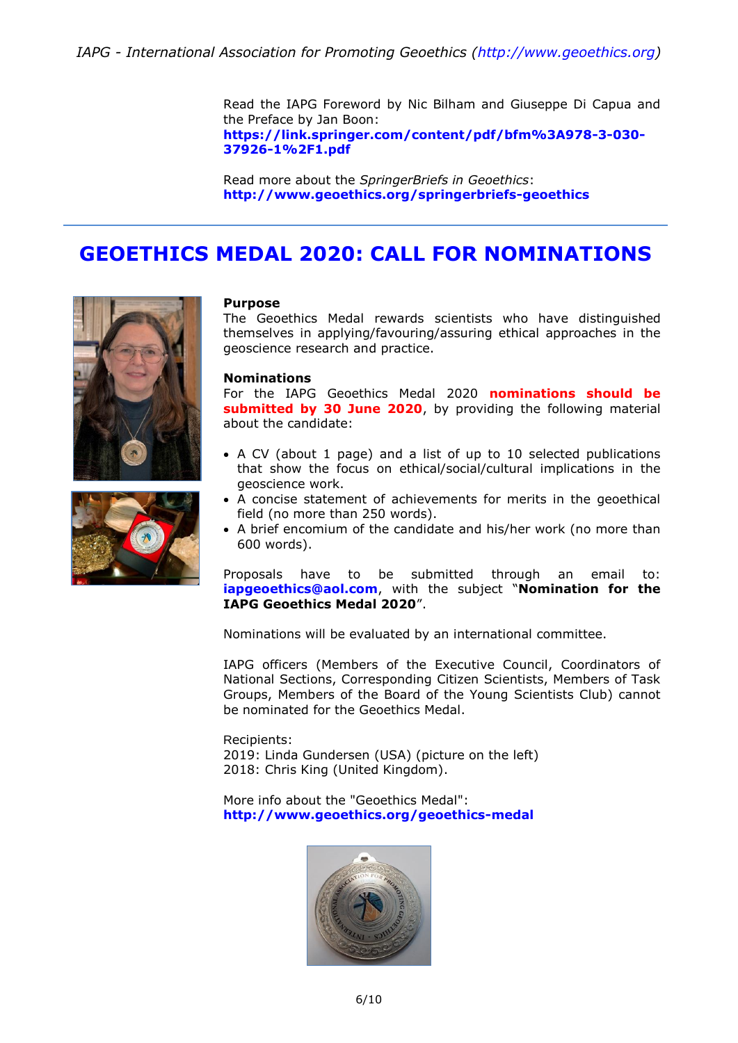Read the IAPG Foreword by Nic Bilham and Giuseppe Di Capua and the Preface by Jan Boon:
**https://link.springer.com/content/pdf/bfm%3A978-3-030-37926-1%2F1.pdf**

Read more about the *SpringerBriefs in Geoethics*:
**http://www.geoethics.org/springerbriefs-geoethics**

---

# GEOETHICS MEDAL 2020: CALL FOR NOMINATIONS

**Purpose**
The Geoethics Medal rewards scientists who have distinguished themselves in applying/favouring/assuring ethical approaches in the geoscience research and practice.

**Nominations**
For the IAPG Geoethics Medal 2020 **nominations should be submitted by 30 June 2020**, by providing the following material about the candidate:

- A CV (about 1 page) and a list of up to 10 selected publications that show the focus on ethical/social/cultural implications in the geoscience work.
- A concise statement of achievements for merits in the geoethical field (no more than 250 words).
- A brief encomium of the candidate and his/her work (no more than 600 words).

Proposals have to be submitted through an email to: **iapgeoethics@aol.com**, with the subject "**Nomination for the IAPG Geoethics Medal 2020**".

Nominations will be evaluated by an international committee.

IAPG officers (Members of the Executive Council, Coordinators of National Sections, Corresponding Citizen Scientists, Members of Task Groups, Members of the Board of the Young Scientists Club) cannot be nominated for the Geoethics Medal.

Recipients:
2019: Linda Gundersen (USA) (picture on the left)
2018: Chris King (United Kingdom).

More info about the "Geoethics Medal":
**http://www.geoethics.org/geoethics-medal**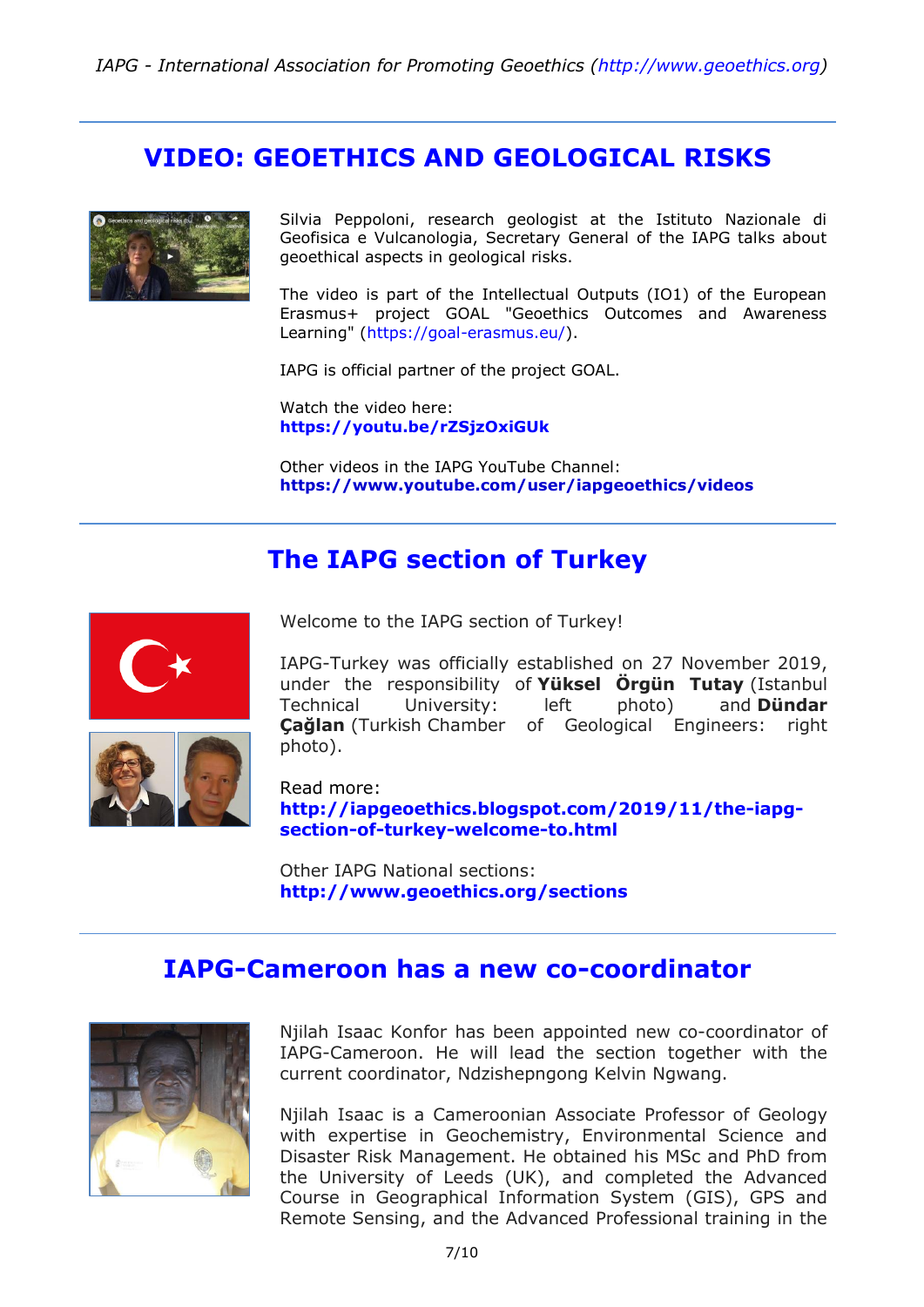## VIDEO: GEOETHICS AND GEOLOGICAL RISKS

Silvia Peppoloni, research geologist at the Istituto Nazionale di Geofisica e Vulcanologia, Secretary General of the IAPG talks about geoethical aspects in geological risks.

The video is part of the Intellectual Outputs (IO1) of the European Erasmus+ project GOAL "Geoethics Outcomes and Awareness Learning" (https://goal-erasmus.eu/).

IAPG is official partner of the project GOAL.

Watch the video here:
**https://youtu.be/rZSjzOxiGUk**

Other videos in the IAPG YouTube Channel:
**https://www.youtube.com/user/iapgeoethics/videos**

## The IAPG section of Turkey

Welcome to the IAPG section of Turkey!

IAPG-Turkey was officially established on 27 November 2019, under the responsibility of **Yüksel Örgün Tutay** (Istanbul Technical University: left photo) and **Dündar Çağlan** (Turkish Chamber of Geological Engineers: right photo).

Read more:
**http://iapgeoethics.blogspot.com/2019/11/the-iapg-section-of-turkey-welcome-to.html**

Other IAPG National sections:
**http://www.geoethics.org/sections**

## IAPG-Cameroon has a new co-coordinator

Njilah Isaac Konfor has been appointed new co-coordinator of IAPG-Cameroon. He will lead the section together with the current coordinator, Ndzishepngong Kelvin Ngwang.

Njilah Isaac is a Cameroonian Associate Professor of Geology with expertise in Geochemistry, Environmental Science and Disaster Risk Management. He obtained his MSc and PhD from the University of Leeds (UK), and completed the Advanced Course in Geographical Information System (GIS), GPS and Remote Sensing, and the Advanced Professional training in the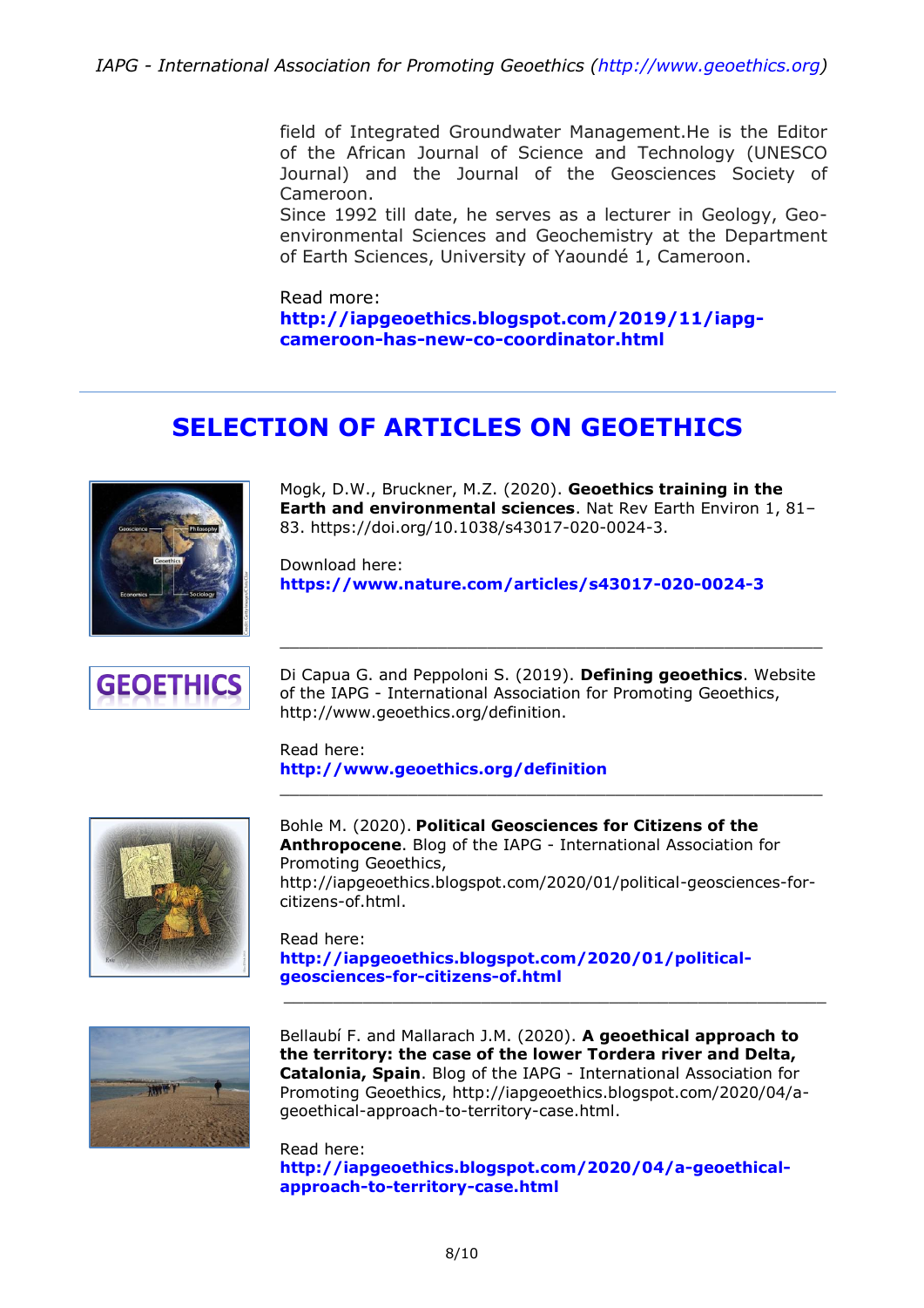field of Integrated Groundwater Management.He is the Editor of the African Journal of Science and Technology (UNESCO Journal) and the Journal of the Geosciences Society of Cameroon.
Since 1992 till date, he serves as a lecturer in Geology, Geo-environmental Sciences and Geochemistry at the Department of Earth Sciences, University of Yaoundé 1, Cameroon.

Read more:
**http://iapgeoethics.blogspot.com/2019/11/iapg-cameroon-has-new-co-coordinator.html**

---

# SELECTION OF ARTICLES ON GEOETHICS

Mogk, D.W., Bruckner, M.Z. (2020). **Geoethics training in the Earth and environmental sciences**. Nat Rev Earth Environ 1, 81–83. https://doi.org/10.1038/s43017-020-0024-3.

Download here:
**https://www.nature.com/articles/s43017-020-0024-3**

---

Di Capua G. and Peppoloni S. (2019). **Defining geoethics**. Website of the IAPG - International Association for Promoting Geoethics, http://www.geoethics.org/definition.

Read here:
**http://www.geoethics.org/definition**

---

Bohle M. (2020). **Political Geosciences for Citizens of the Anthropocene**. Blog of the IAPG - International Association for Promoting Geoethics, http://iapgeoethics.blogspot.com/2020/01/political-geosciences-for-citizens-of.html.

Read here:
**http://iapgeoethics.blogspot.com/2020/01/political-geosciences-for-citizens-of.html**

---

Bellaubí F. and Mallarach J.M. (2020). **A geoethical approach to the territory: the case of the lower Tordera river and Delta, Catalonia, Spain**. Blog of the IAPG - International Association for Promoting Geoethics, http://iapgeoethics.blogspot.com/2020/04/a-geoethical-approach-to-territory-case.html.

Read here:
**http://iapgeoethics.blogspot.com/2020/04/a-geoethical-approach-to-territory-case.html**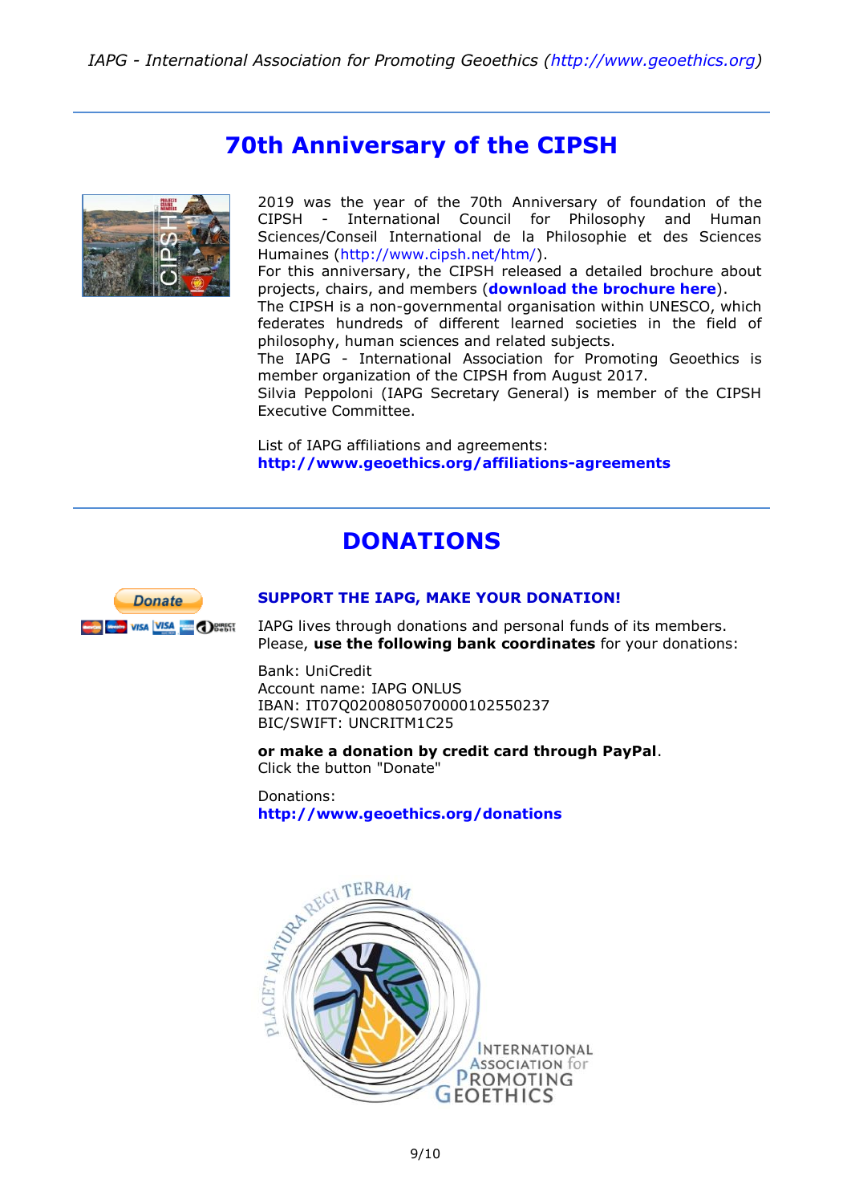## 70th Anniversary of the CIPSH

2019 was the year of the 70th Anniversary of foundation of the CIPSH - International Council for Philosophy and Human Sciences/Conseil International de la Philosophie et des Sciences Humaines (http://www.cipsh.net/htm/).
For this anniversary, the CIPSH released a detailed brochure about projects, chairs, and members (**download the brochure here**).
The CIPSH is a non-governmental organisation within UNESCO, which federates hundreds of different learned societies in the field of philosophy, human sciences and related subjects.
The IAPG - International Association for Promoting Geoethics is member organization of the CIPSH from August 2017.
Silvia Peppoloni (IAPG Secretary General) is member of the CIPSH Executive Committee.

List of IAPG affiliations and agreements:
**http://www.geoethics.org/affiliations-agreements**

## DONATIONS

### SUPPORT THE IAPG, MAKE YOUR DONATION!

IAPG lives through donations and personal funds of its members.
Please, **use the following bank coordinates** for your donations:

Bank: UniCredit
Account name: IAPG ONLUS
IBAN: IT07Q0200805070000102550237
BIC/SWIFT: UNCRITM1C25

**or make a donation by credit card through PayPal**.
Click the button "Donate"

Donations:
**http://www.geoethics.org/donations**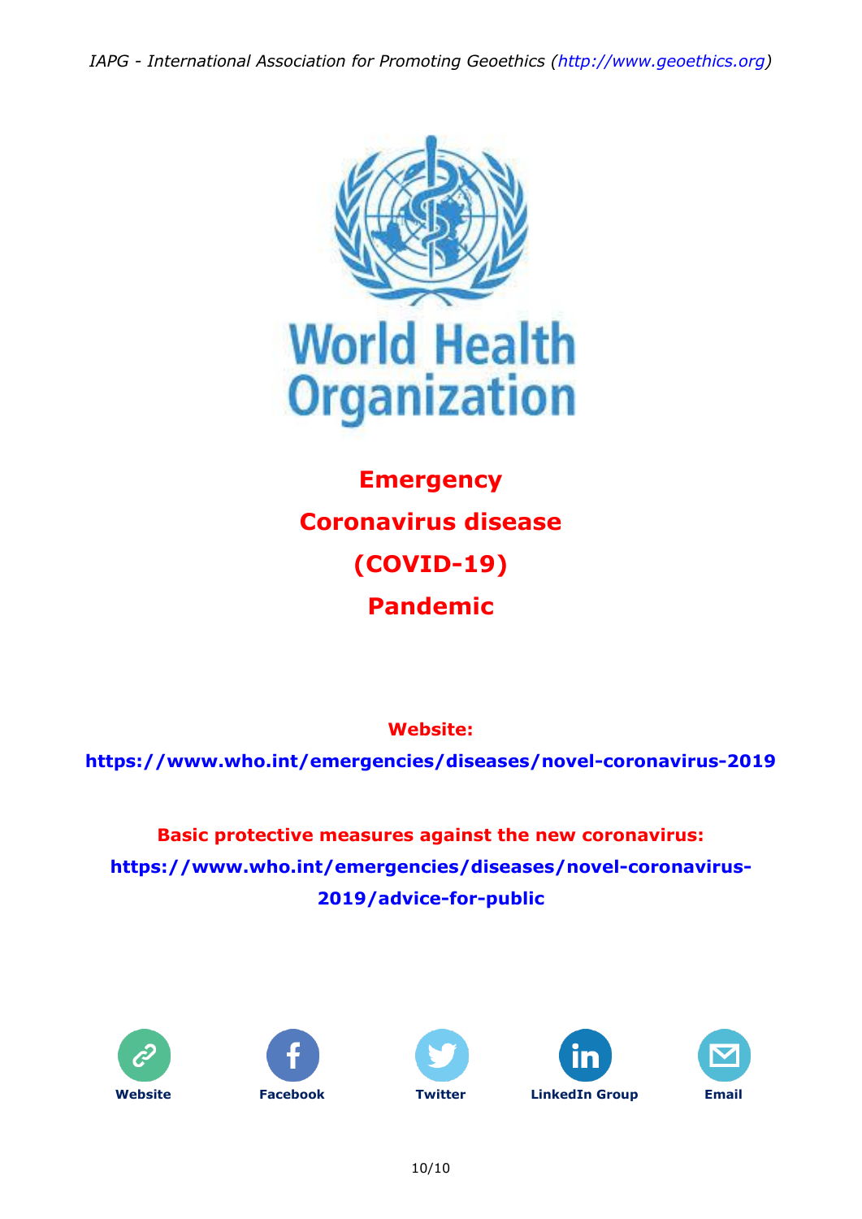World Health Organization

**Emergency**

**Coronavirus disease**

**(COVID-19)**

**Pandemic**

**Website:**

**https://www.who.int/emergencies/diseases/novel-coronavirus-2019**

**Basic protective measures against the new coronavirus:**

**https://www.who.int/emergencies/diseases/novel-coronavirus-2019/advice-for-public**

**Website** **Facebook** **Twitter** **LinkedIn Group** **Email**